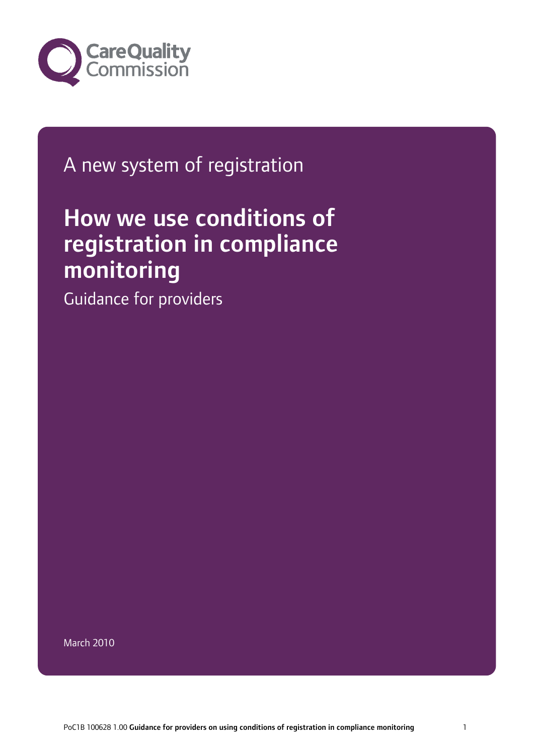Care Quality Commission

A new system of registration

# How we use conditions of registration in compliance monitoring

Guidance for providers

March 2010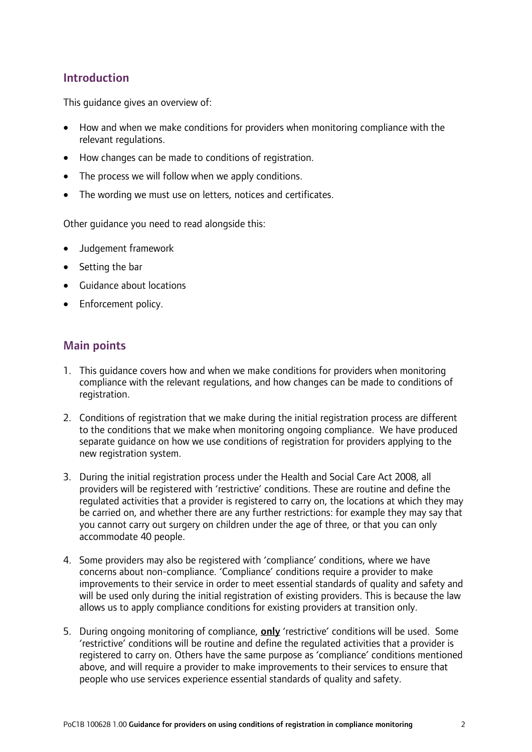## Introduction

This guidance gives an overview of:

- How and when we make conditions for providers when monitoring compliance with the relevant regulations.
- How changes can be made to conditions of registration.
- The process we will follow when we apply conditions.
- The wording we must use on letters, notices and certificates.

Other guidance you need to read alongside this:

- Judgement framework
- Setting the bar
- Guidance about locations
- Enforcement policy.

## Main points

1. This guidance covers how and when we make conditions for providers when monitoring compliance with the relevant regulations, and how changes can be made to conditions of registration.
2. Conditions of registration that we make during the initial registration process are different to the conditions that we make when monitoring ongoing compliance. We have produced separate guidance on how we use conditions of registration for providers applying to the new registration system.
3. During the initial registration process under the Health and Social Care Act 2008, all providers will be registered with 'restrictive' conditions. These are routine and define the regulated activities that a provider is registered to carry on, the locations at which they may be carried on, and whether there are any further restrictions: for example they may say that you cannot carry out surgery on children under the age of three, or that you can only accommodate 40 people.
4. Some providers may also be registered with 'compliance' conditions, where we have concerns about non-compliance. 'Compliance' conditions require a provider to make improvements to their service in order to meet essential standards of quality and safety and will be used only during the initial registration of existing providers. This is because the law allows us to apply compliance conditions for existing providers at transition only.
5. During ongoing monitoring of compliance, **only** 'restrictive' conditions will be used. Some 'restrictive' conditions will be routine and define the regulated activities that a provider is registered to carry on. Others have the same purpose as 'compliance' conditions mentioned above, and will require a provider to make improvements to their services to ensure that people who use services experience essential standards of quality and safety.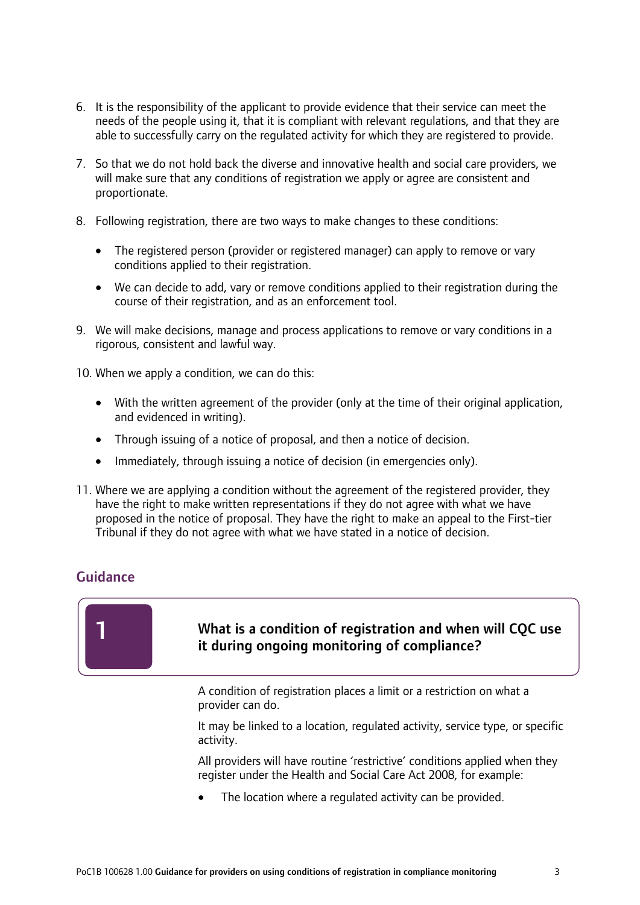6. It is the responsibility of the applicant to provide evidence that their service can meet the needs of the people using it, that it is compliant with relevant regulations, and that they are able to successfully carry on the regulated activity for which they are registered to provide.

7. So that we do not hold back the diverse and innovative health and social care providers, we will make sure that any conditions of registration we apply or agree are consistent and proportionate.

8. Following registration, there are two ways to make changes to these conditions:
   - The registered person (provider or registered manager) can apply to remove or vary conditions applied to their registration.
   - We can decide to add, vary or remove conditions applied to their registration during the course of their registration, and as an enforcement tool.

9. We will make decisions, manage and process applications to remove or vary conditions in a rigorous, consistent and lawful way.

10. When we apply a condition, we can do this:
    - With the written agreement of the provider (only at the time of their original application, and evidenced in writing).
    - Through issuing of a notice of proposal, and then a notice of decision.
    - Immediately, through issuing a notice of decision (in emergencies only).

11. Where we are applying a condition without the agreement of the registered provider, they have the right to make written representations if they do not agree with what we have proposed in the notice of proposal. They have the right to make an appeal to the First-tier Tribunal if they do not agree with what we have stated in a notice of decision.

## Guidance

### 1 What is a condition of registration and when will CQC use it during ongoing monitoring of compliance?

A condition of registration places a limit or a restriction on what a provider can do.

It may be linked to a location, regulated activity, service type, or specific activity.

All providers will have routine 'restrictive' conditions applied when they register under the Health and Social Care Act 2008, for example:

- The location where a regulated activity can be provided.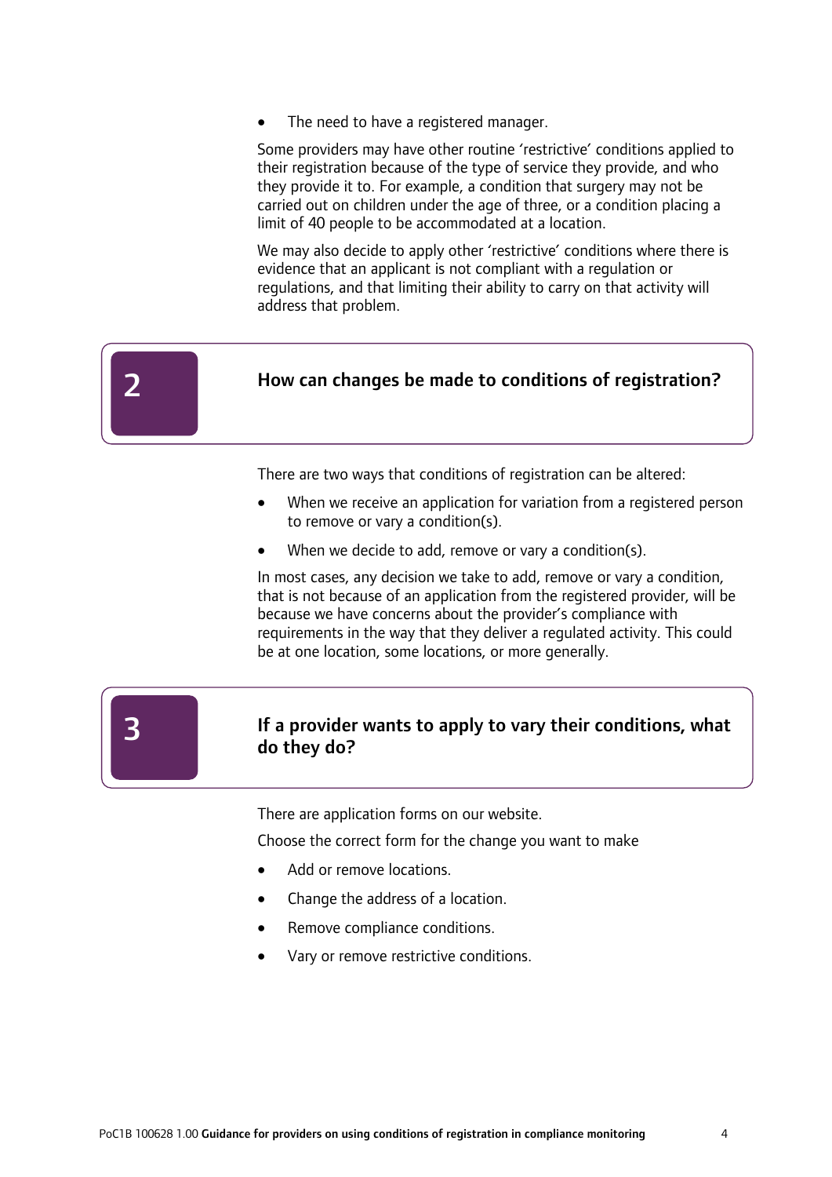- The need to have a registered manager.

Some providers may have other routine 'restrictive' conditions applied to their registration because of the type of service they provide, and who they provide it to. For example, a condition that surgery may not be carried out on children under the age of three, or a condition placing a limit of 40 people to be accommodated at a location.

We may also decide to apply other 'restrictive' conditions where there is evidence that an applicant is not compliant with a regulation or regulations, and that limiting their ability to carry on that activity will address that problem.

## 2 How can changes be made to conditions of registration?

There are two ways that conditions of registration can be altered:

- When we receive an application for variation from a registered person to remove or vary a condition(s).
- When we decide to add, remove or vary a condition(s).

In most cases, any decision we take to add, remove or vary a condition, that is not because of an application from the registered provider, will be because we have concerns about the provider's compliance with requirements in the way that they deliver a regulated activity. This could be at one location, some locations, or more generally.

## 3 If a provider wants to apply to vary their conditions, what do they do?

There are application forms on our website.

Choose the correct form for the change you want to make

- Add or remove locations.
- Change the address of a location.
- Remove compliance conditions.
- Vary or remove restrictive conditions.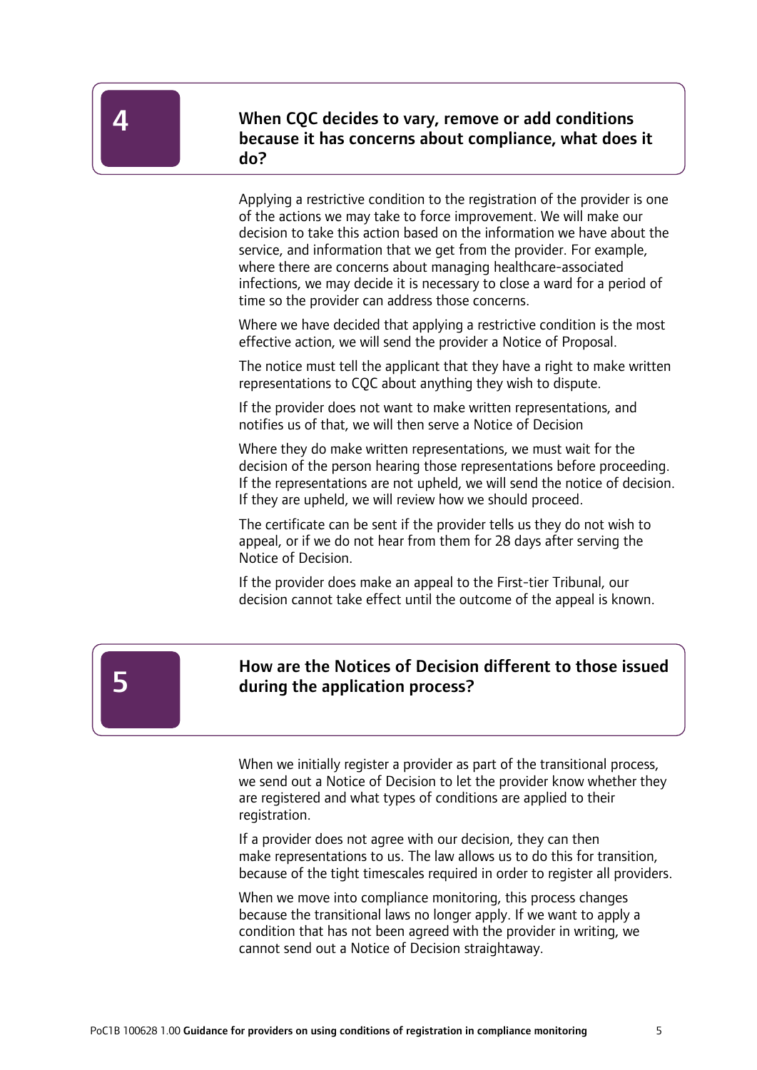## 4 When CQC decides to vary, remove or add conditions because it has concerns about compliance, what does it do?

Applying a restrictive condition to the registration of the provider is one of the actions we may take to force improvement. We will make our decision to take this action based on the information we have about the service, and information that we get from the provider. For example, where there are concerns about managing healthcare-associated infections, we may decide it is necessary to close a ward for a period of time so the provider can address those concerns.

Where we have decided that applying a restrictive condition is the most effective action, we will send the provider a Notice of Proposal.

The notice must tell the applicant that they have a right to make written representations to CQC about anything they wish to dispute.

If the provider does not want to make written representations, and notifies us of that, we will then serve a Notice of Decision

Where they do make written representations, we must wait for the decision of the person hearing those representations before proceeding. If the representations are not upheld, we will send the notice of decision. If they are upheld, we will review how we should proceed.

The certificate can be sent if the provider tells us they do not wish to appeal, or if we do not hear from them for 28 days after serving the Notice of Decision.

If the provider does make an appeal to the First-tier Tribunal, our decision cannot take effect until the outcome of the appeal is known.

## 5 How are the Notices of Decision different to those issued during the application process?

When we initially register a provider as part of the transitional process, we send out a Notice of Decision to let the provider know whether they are registered and what types of conditions are applied to their registration.

If a provider does not agree with our decision, they can then make representations to us. The law allows us to do this for transition, because of the tight timescales required in order to register all providers.

When we move into compliance monitoring, this process changes because the transitional laws no longer apply. If we want to apply a condition that has not been agreed with the provider in writing, we cannot send out a Notice of Decision straightaway.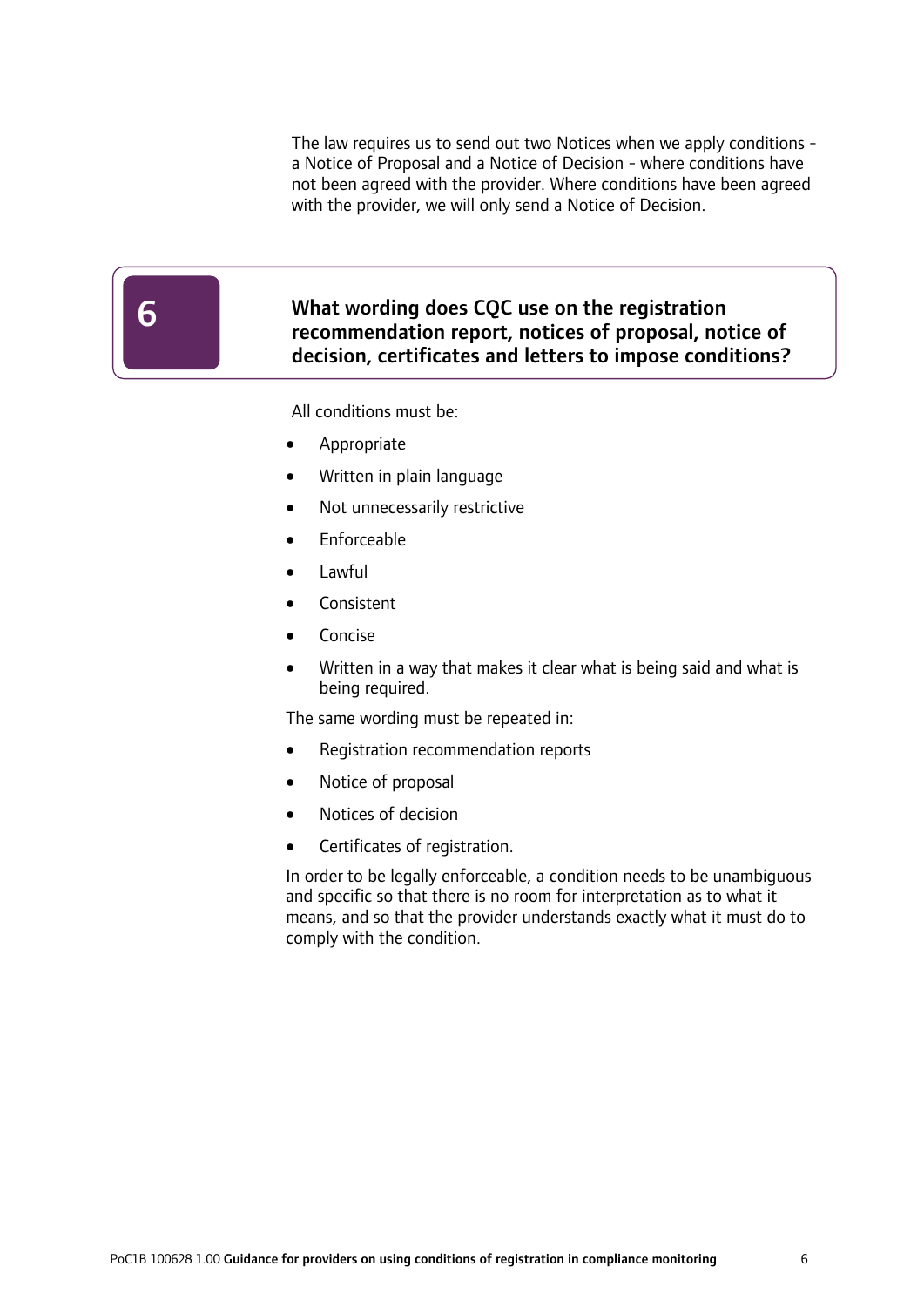The law requires us to send out two Notices when we apply conditions - a Notice of Proposal and a Notice of Decision - where conditions have not been agreed with the provider. Where conditions have been agreed with the provider, we will only send a Notice of Decision.

## 6 What wording does CQC use on the registration recommendation report, notices of proposal, notice of decision, certificates and letters to impose conditions?

All conditions must be:

- Appropriate
- Written in plain language
- Not unnecessarily restrictive
- Enforceable
- Lawful
- Consistent
- Concise
- Written in a way that makes it clear what is being said and what is being required.

The same wording must be repeated in:

- Registration recommendation reports
- Notice of proposal
- Notices of decision
- Certificates of registration.

In order to be legally enforceable, a condition needs to be unambiguous and specific so that there is no room for interpretation as to what it means, and so that the provider understands exactly what it must do to comply with the condition.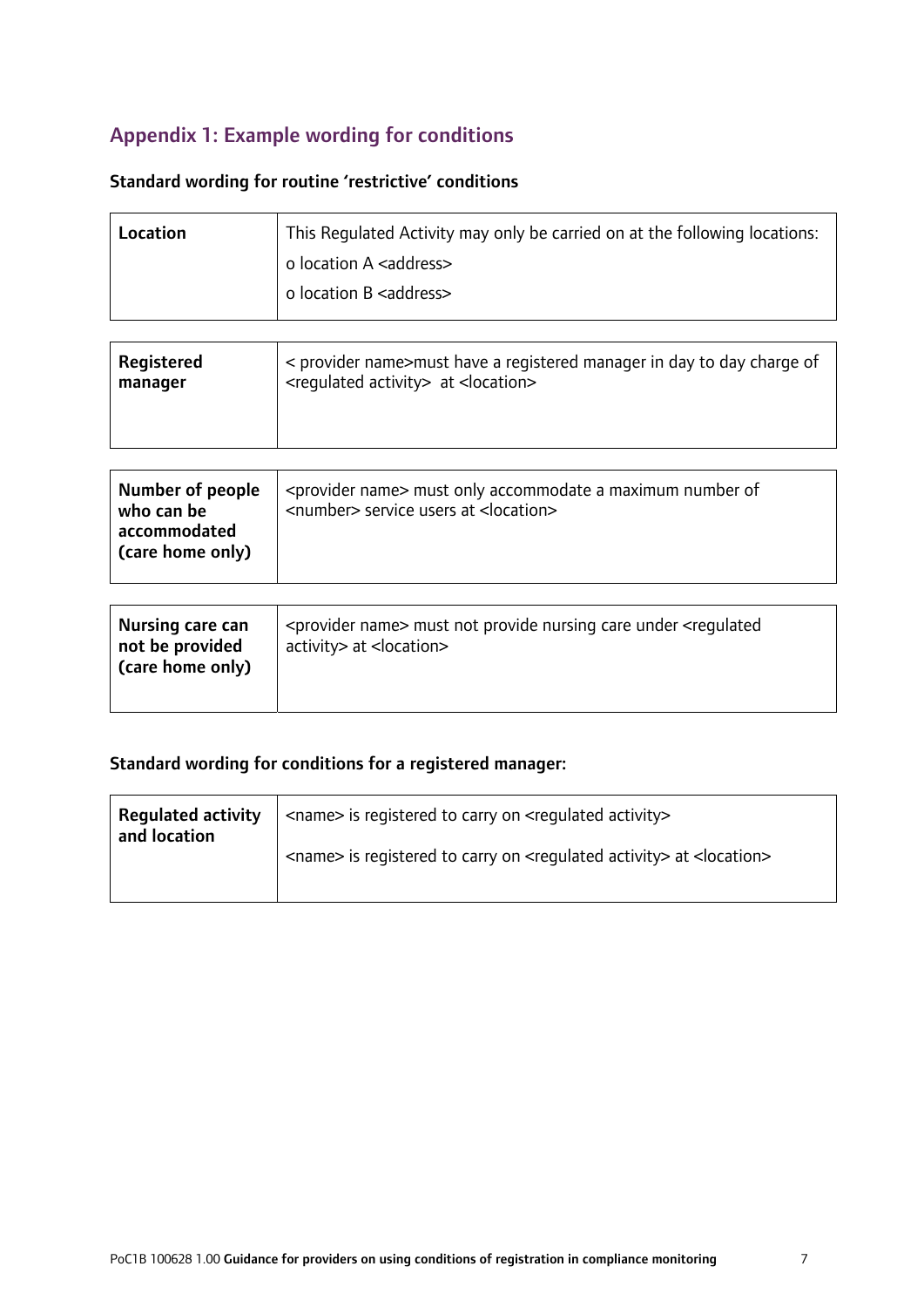## Appendix 1: Example wording for conditions

### Standard wording for routine 'restrictive' conditions

| | |
|---|---|
| **Location** | This Regulated Activity may only be carried on at the following locations:<br>o location A <address><br>o location B <address> |

| | |
|---|---|
| **Registered manager** | < provider name>must have a registered manager in day to day charge of <regulated activity> at <location> |

| | |
|---|---|
| **Number of people who can be accommodated (care home only)** | <provider name> must only accommodate a maximum number of <number> service users at <location> |

| | |
|---|---|
| **Nursing care can not be provided (care home only)** | <provider name> must not provide nursing care under <regulated activity> at <location> |

### Standard wording for conditions for a registered manager:

| | |
|---|---|
| **Regulated activity and location** | <name> is registered to carry on <regulated activity><br><name> is registered to carry on <regulated activity> at <location> |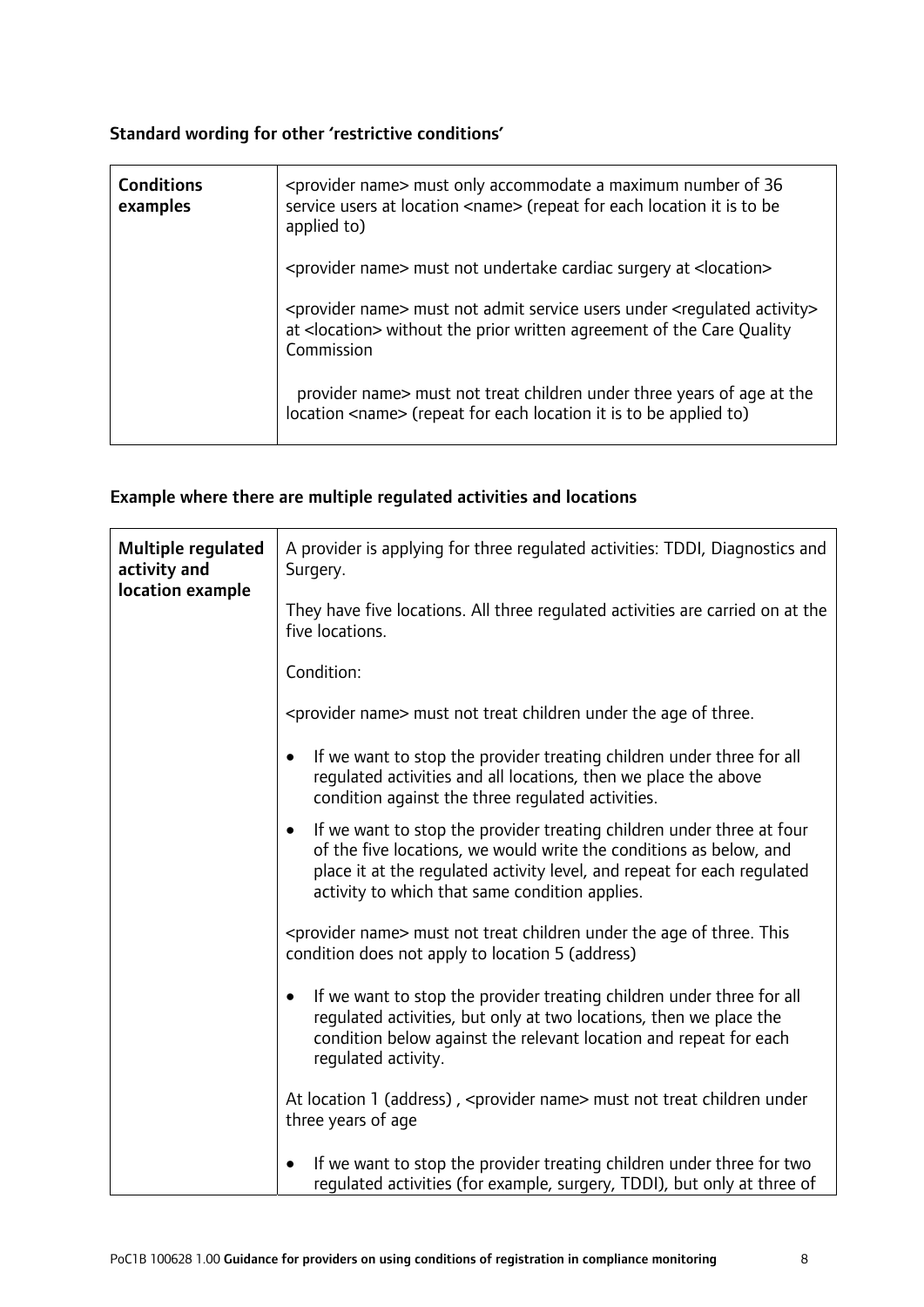### Standard wording for other 'restrictive conditions'

| **Conditions examples** | <provider name> must only accommodate a maximum number of 36 service users at location <name> (repeat for each location it is to be applied to)<br><br><provider name> must not undertake cardiac surgery at <location><br><br><provider name> must not admit service users under <regulated activity> at <location> without the prior written agreement of the Care Quality Commission<br><br>provider name> must not treat children under three years of age at the location <name> (repeat for each location it is to be applied to) |
|---|---|

### Example where there are multiple regulated activities and locations

| **Multiple regulated activity and location example** | A provider is applying for three regulated activities: TDDI, Diagnostics and Surgery.<br><br>They have five locations. All three regulated activities are carried on at the five locations.<br><br>Condition:<br><br><provider name> must not treat children under the age of three.<br><br>• If we want to stop the provider treating children under three for all regulated activities and all locations, then we place the above condition against the three regulated activities.<br>• If we want to stop the provider treating children under three at four of the five locations, we would write the conditions as below, and place it at the regulated activity level, and repeat for each regulated activity to which that same condition applies.<br><br><provider name> must not treat children under the age of three. This condition does not apply to location 5 (address)<br><br>• If we want to stop the provider treating children under three for all regulated activities, but only at two locations, then we place the condition below against the relevant location and repeat for each regulated activity.<br><br>At location 1 (address) , <provider name> must not treat children under three years of age<br><br>• If we want to stop the provider treating children under three for two regulated activities (for example, surgery, TDDI), but only at three of |
|---|---|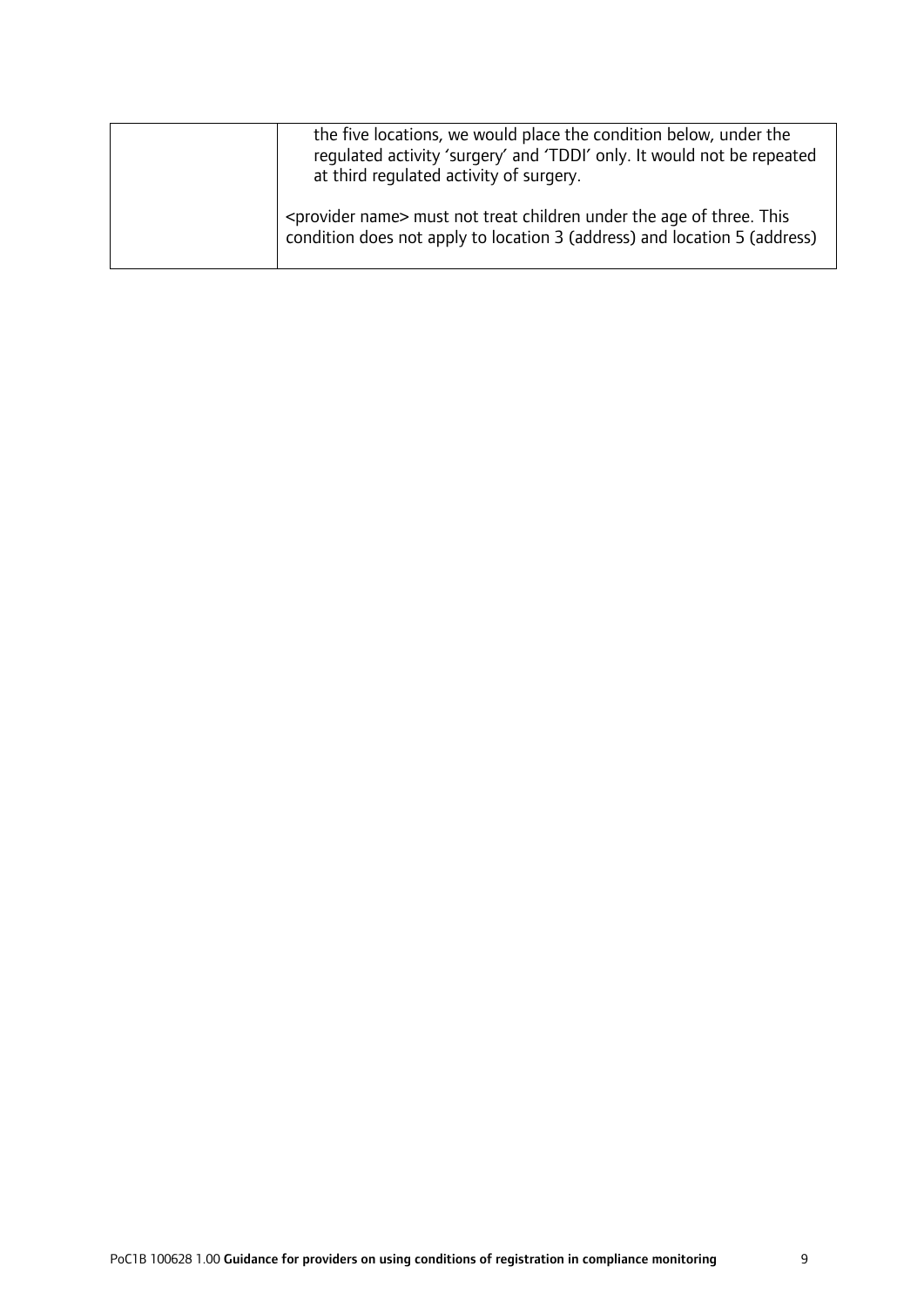| | |
|---|---|
| | the five locations, we would place the condition below, under the regulated activity 'surgery' and 'TDDI' only. It would not be repeated at third regulated activity of surgery.<br><br><provider name> must not treat children under the age of three. This condition does not apply to location 3 (address) and location 5 (address) |